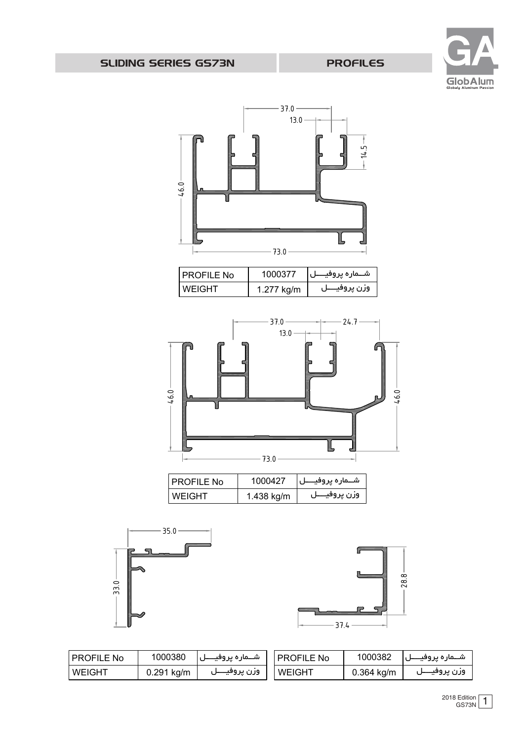## SLIDING SERIES GS73N

## PROFILES

| PROFILE No | 1000377 | شــماره پروفیـــل |
| --- | --- | --- |
| WEIGHT | 1.277 kg/m | وزن پروفیـــل |

| PROFILE No | 1000427 | شــماره پروفیـــل |
| --- | --- | --- |
| WEIGHT | 1.438 kg/m | وزن پروفیـــل |

| PROFILE No | 1000380 | شــماره پروفیـــل |
| --- | --- | --- |
| WEIGHT | 0.291 kg/m | وزن پروفیـــل |

| PROFILE No | 1000382 | شــماره پروفیـــل |
| --- | --- | --- |
| WEIGHT | 0.364 kg/m | وزن پروفیـــل |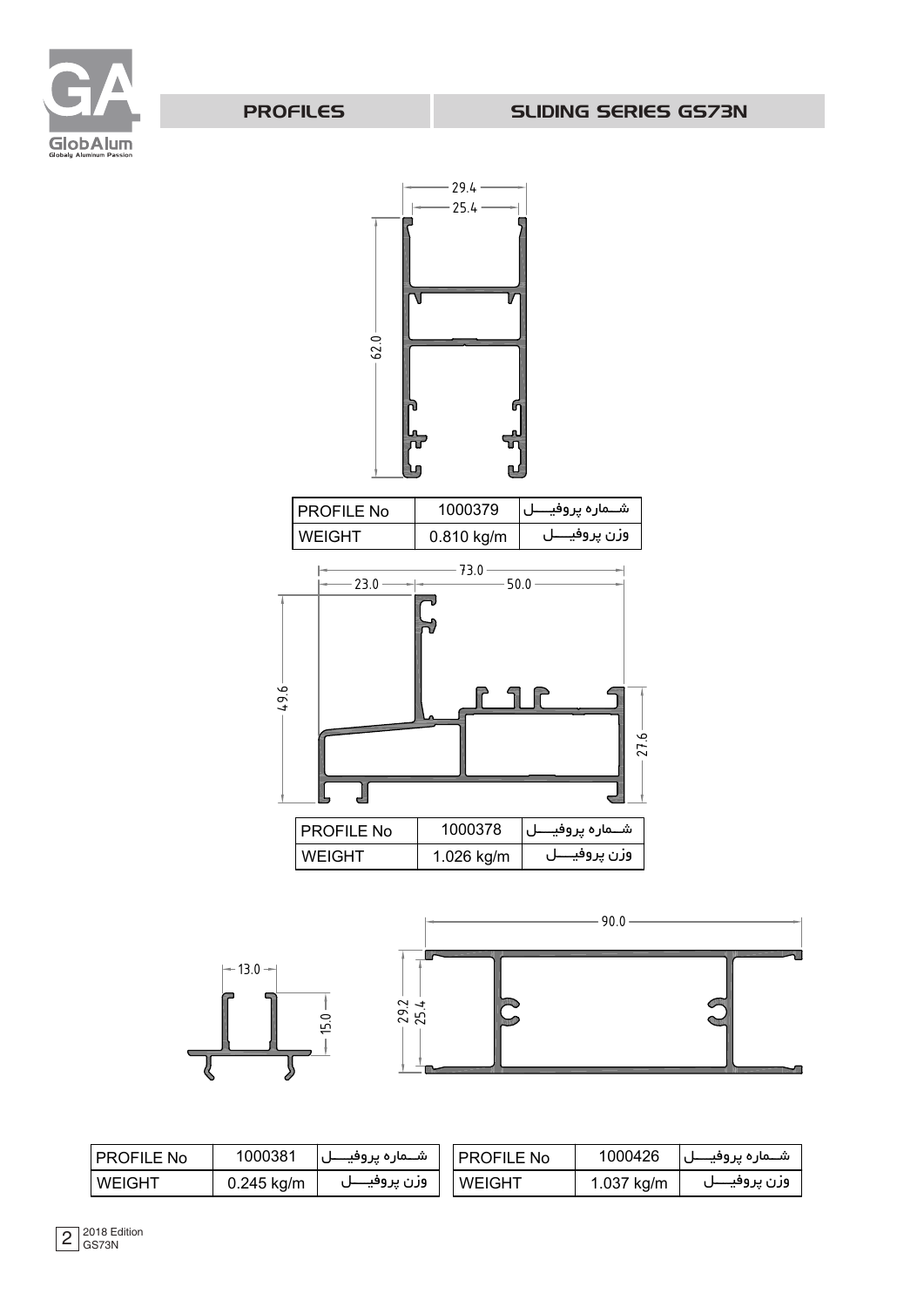## PROFILES

## SLIDING SERIES GS73N

29.4
25.4
62.0

| PROFILE No | 1000379 | شــماره پروفیـــل |
|---|---|---|
| WEIGHT | 0.810 kg/m | وزن پروفیـــل |

73.0
23.0
50.0
49.6
27.6

| PROFILE No | 1000378 | شــماره پروفیـــل |
|---|---|---|
| WEIGHT | 1.026 kg/m | وزن پروفیـــل |

13.0
15.0

90.0
29.2
25.4

| PROFILE No | 1000381 | شــماره پروفیـــل |
|---|---|---|
| WEIGHT | 0.245 kg/m | وزن پروفیـــل |

| PROFILE No | 1000426 | شــماره پروفیـــل |
|---|---|---|
| WEIGHT | 1.037 kg/m | وزن پروفیـــل |

2018 Edition
GS73N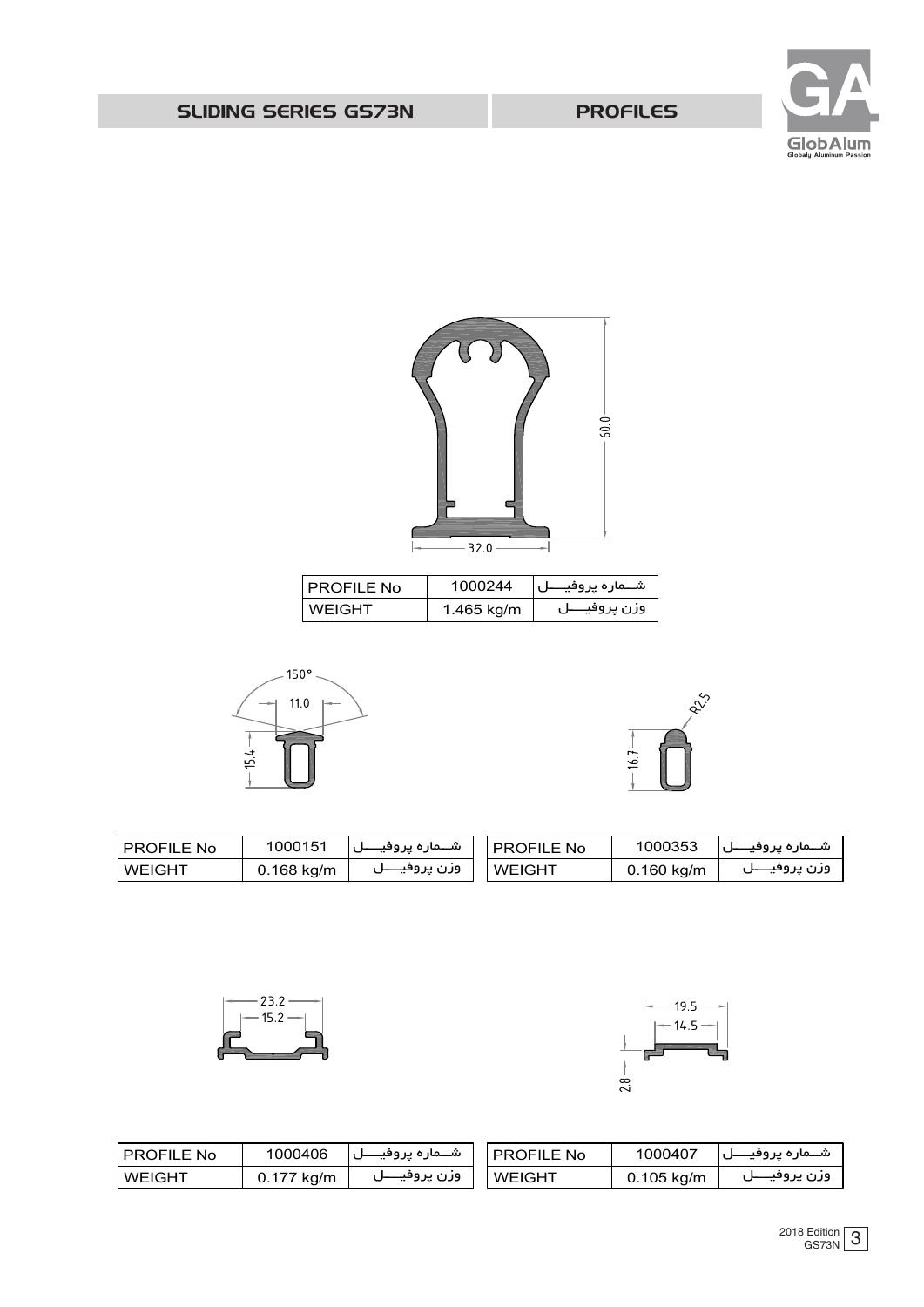## SLIDING SERIES GS73N — PROFILES

60.0

32.0

| PROFILE No | 1000244 | شـــماره پروفيــــل |
| --- | --- | --- |
| WEIGHT | 1.465 kg/m | وزن پروفيــــل |

150°

11.0

15.4

R2.5

16.7

| PROFILE No | 1000151 | شـــماره پروفيــــل |
| --- | --- | --- |
| WEIGHT | 0.168 kg/m | وزن پروفيــــل |

| PROFILE No | 1000353 | شـــماره پروفيــــل |
| --- | --- | --- |
| WEIGHT | 0.160 kg/m | وزن پروفيــــل |

23.2

15.2

19.5

14.5

2.8

| PROFILE No | 1000406 | شـــماره پروفيــــل |
| --- | --- | --- |
| WEIGHT | 0.177 kg/m | وزن پروفيــــل |

| PROFILE No | 1000407 | شـــماره پروفيــــل |
| --- | --- | --- |
| WEIGHT | 0.105 kg/m | وزن پروفيــــل |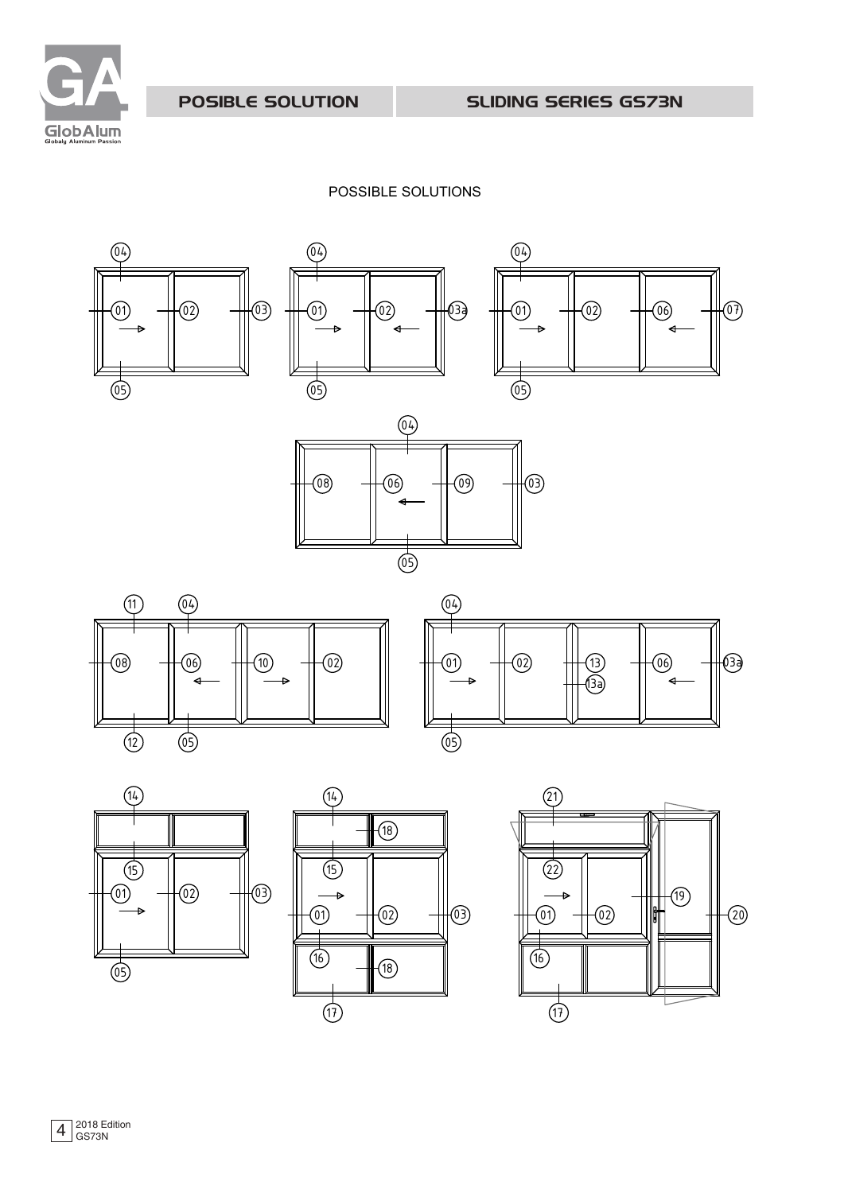POSIBLE SOLUTION

SLIDING SERIES GS73N

POSSIBLE SOLUTIONS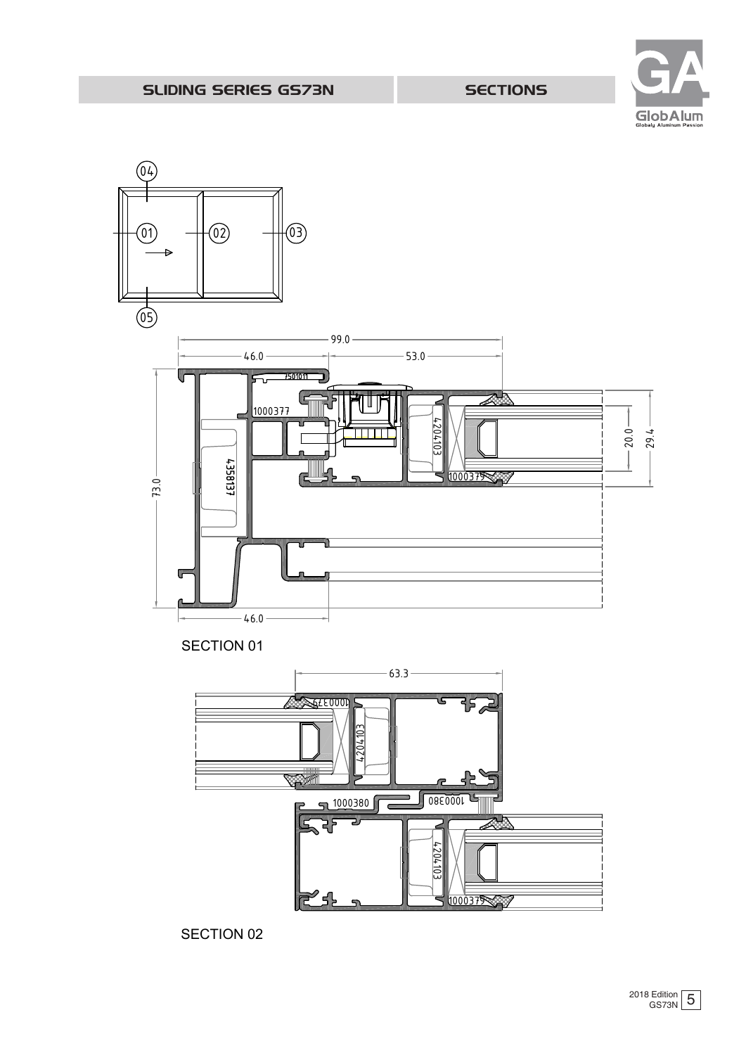SLIDING SERIES GS73N

SECTIONS

SECTION 01

SECTION 02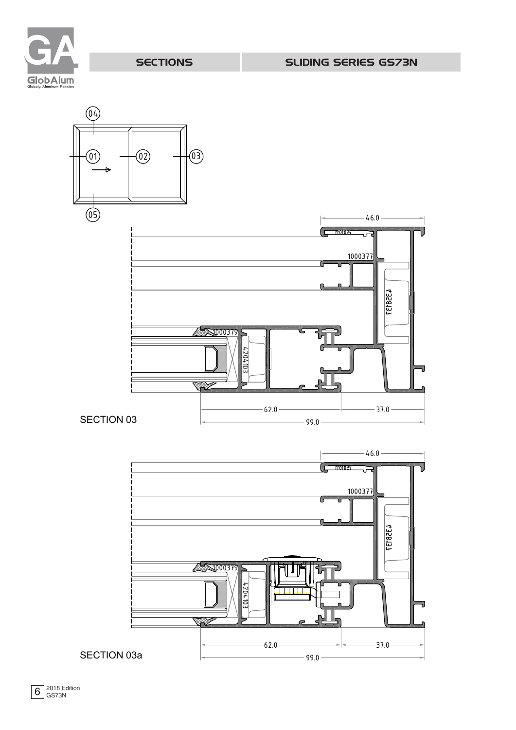# SECTIONS

# SLIDING SERIES GS73N

(04)

(01) (02) (03)

(05)

46.0

1000377

1000379

4204103

62.0 37.0

99.0

SECTION 03

46.0

1000377

1000379

4204103

62.0 37.0

99.0

SECTION 03a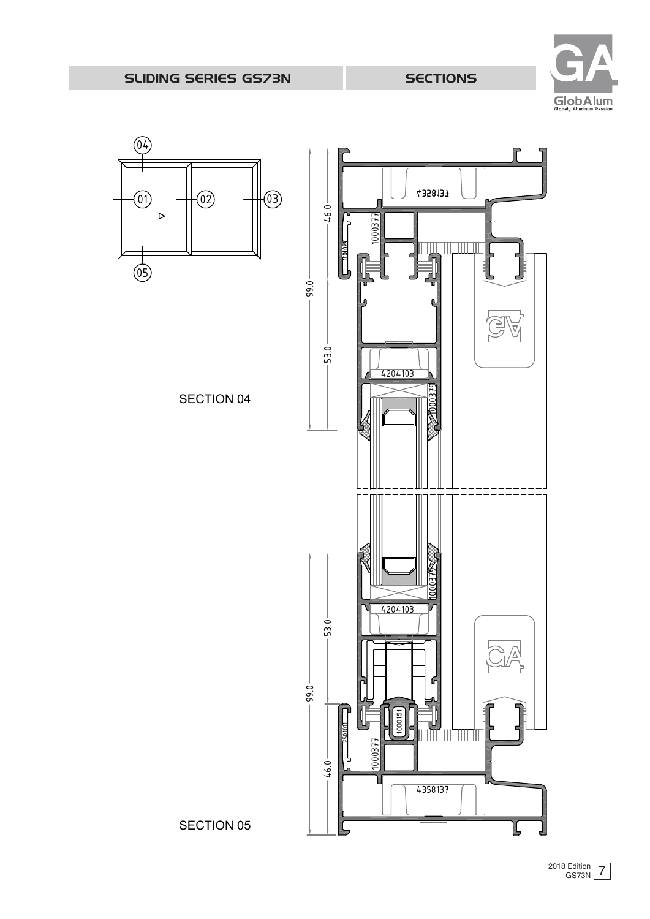# SLIDING SERIES GS73N

## SECTIONS

SECTION 04

SECTION 05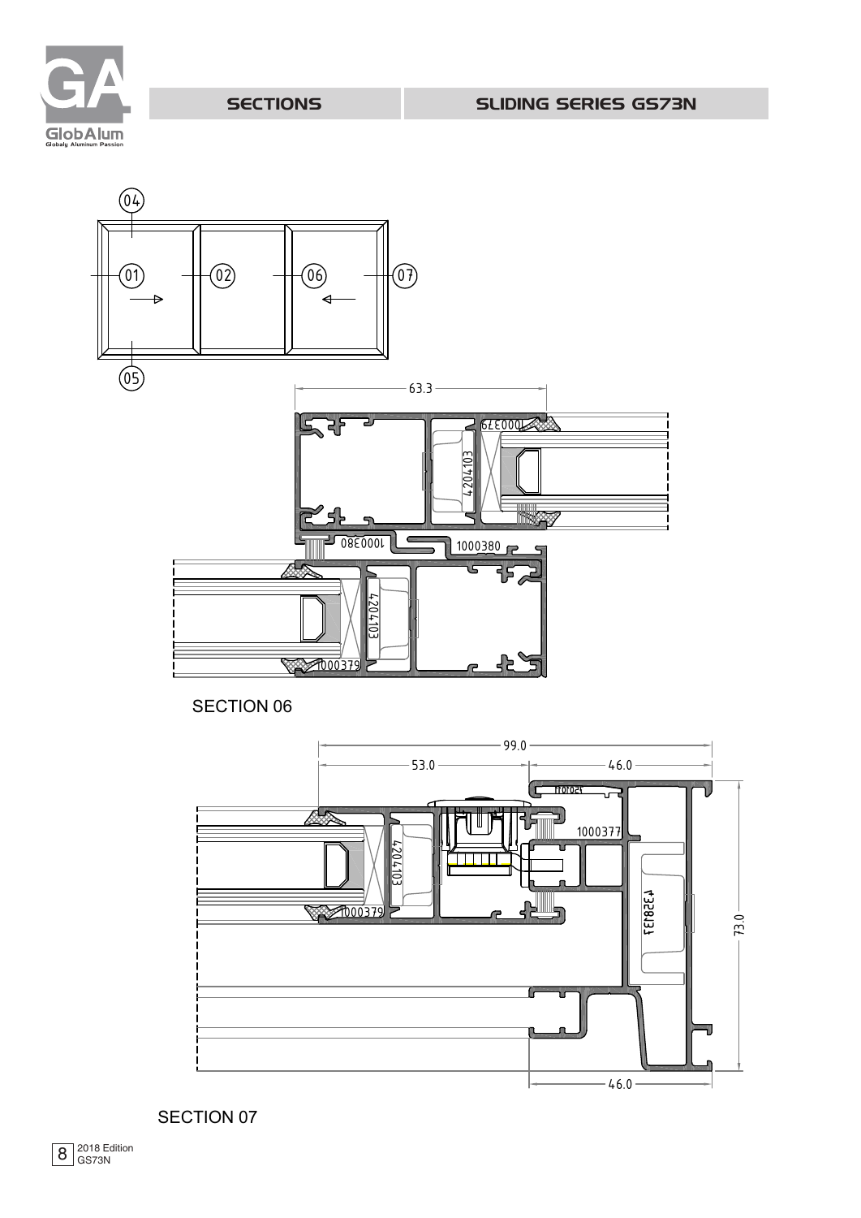## SECTIONS

## SLIDING SERIES GS73N

04

01 02 06 07

05

63.3

1000379

4204103

1000380

1000380

4204103

1000379

SECTION 06

99.0

53.0

46.0

1501011

1000377

4204103

4328131

1000379

73.0

46.0

SECTION 07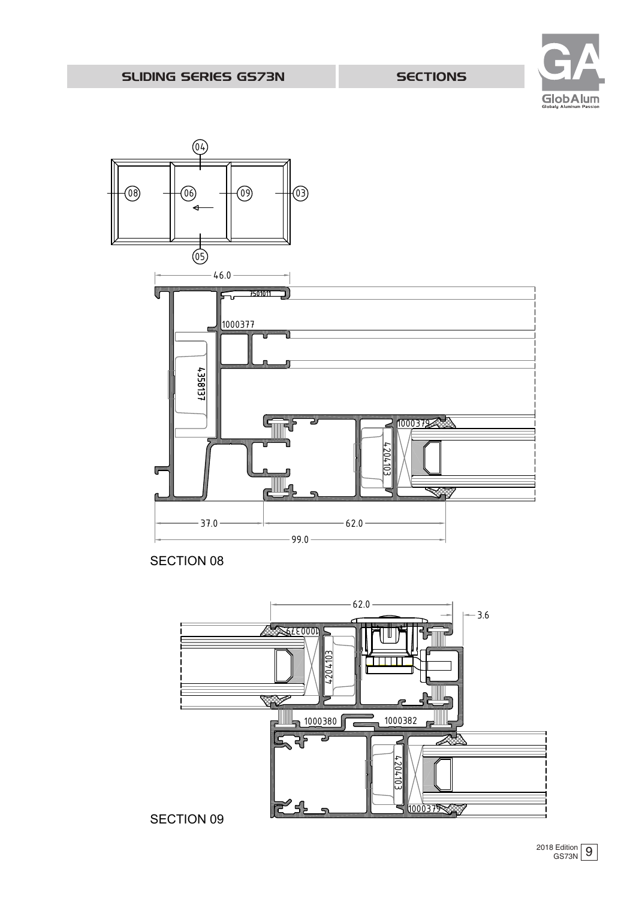SLIDING SERIES GS73N

SECTIONS

SECTION 08

SECTION 09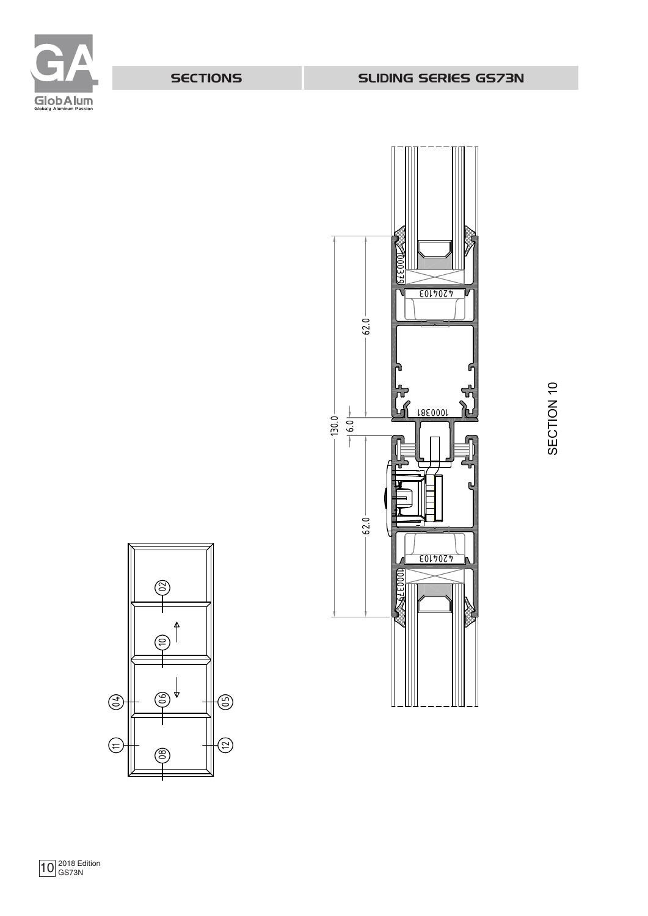# SECTIONS

# SLIDING SERIES GS73N

SECTION 10

1000379

4204103

62.0

130.0

6.0

1000381

62.0

4204103

1000379

02

10

04

06

05

11

08

12

2018 Edition
GS73N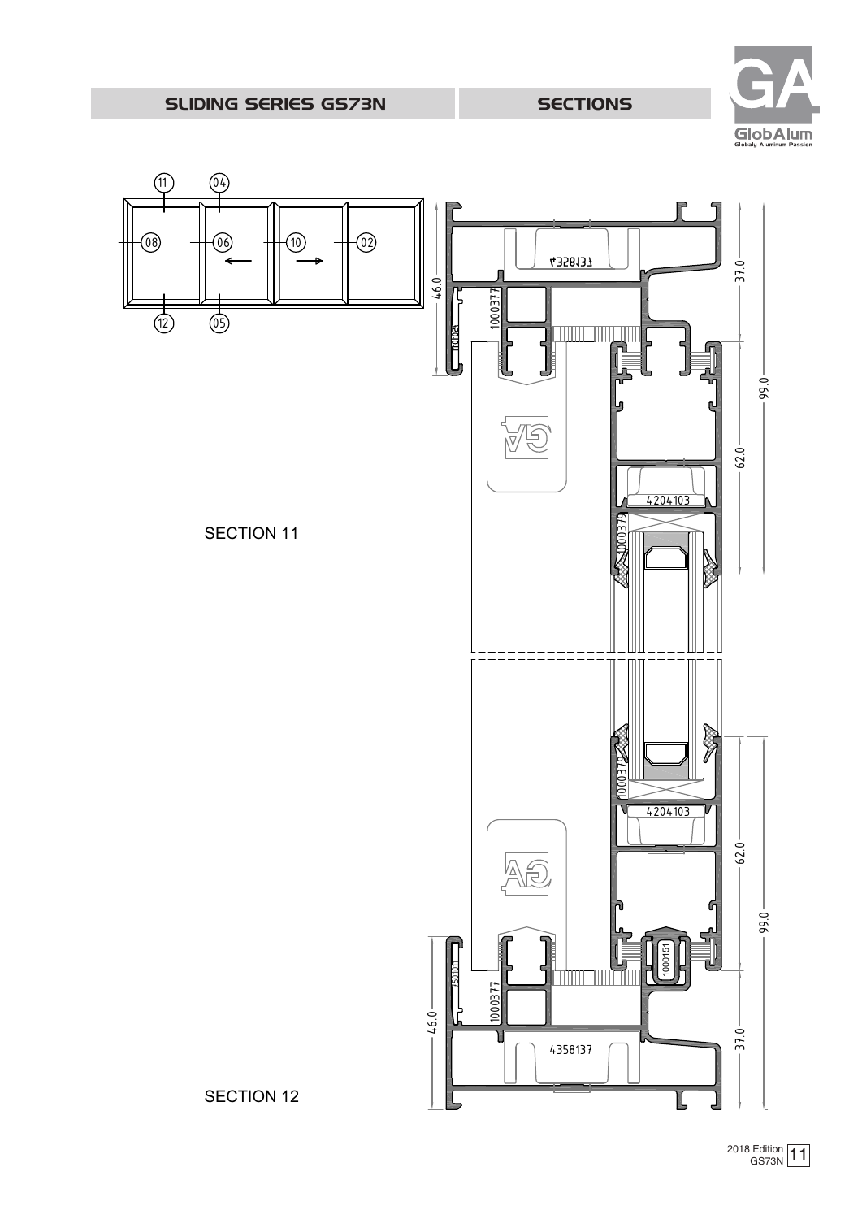SLIDING SERIES GS73N | SECTIONS

SECTION 11

SECTION 12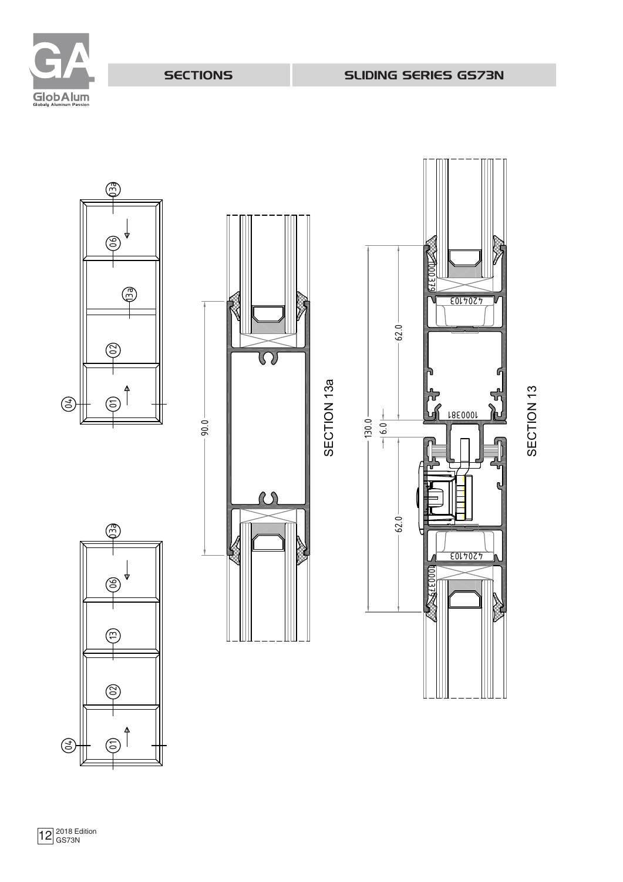SECTIONS

SLIDING SERIES GS73N

13a

06

13a

02

04

01

90.0

SECTION 13a

1000379

4204103

62.0

1000381

130.0

6.0

62.0

4204103

1000379

SECTION 13

13a

06

13

02

04

01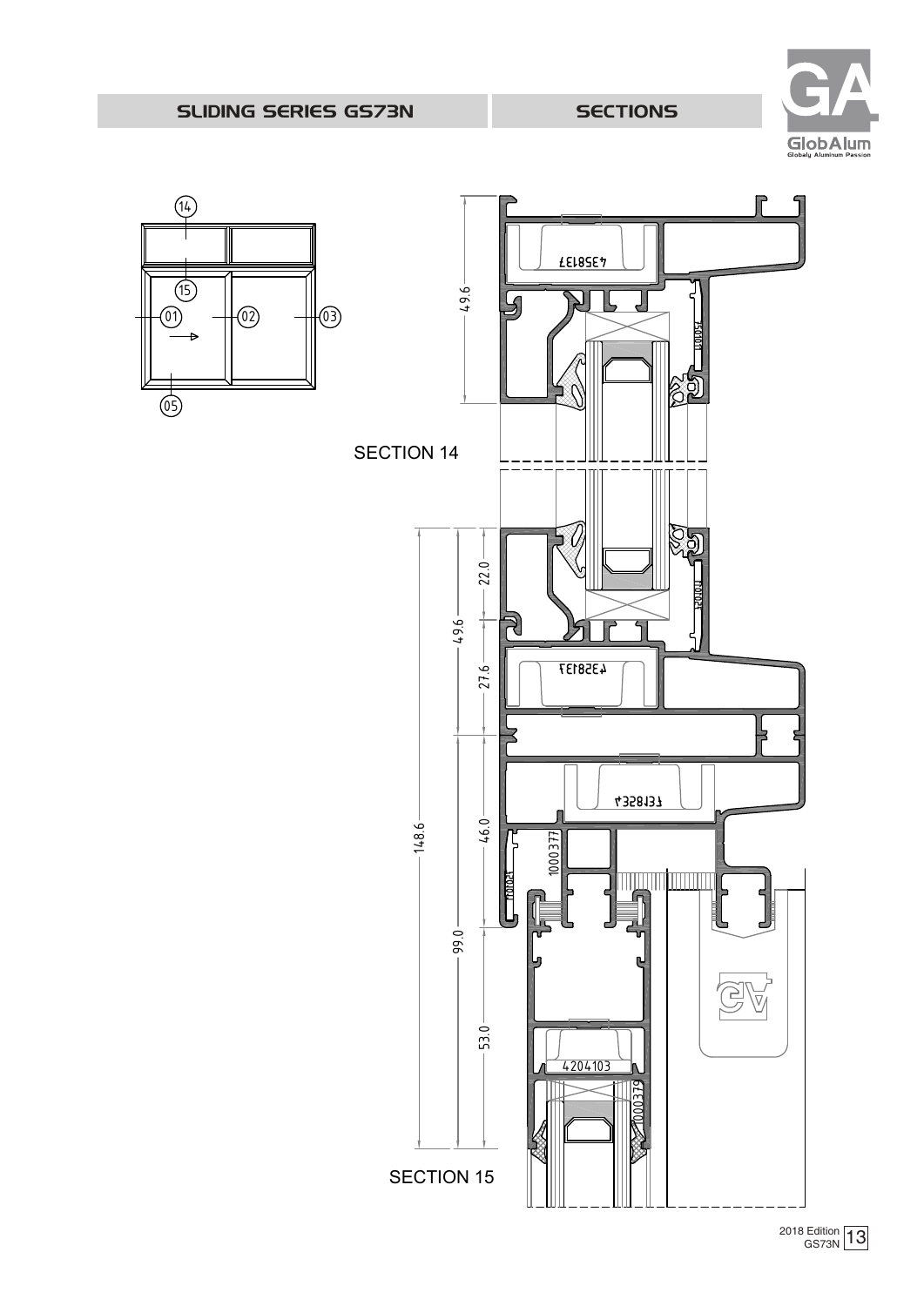SLIDING SERIES GS73N

SECTIONS

SECTION 14

SECTION 15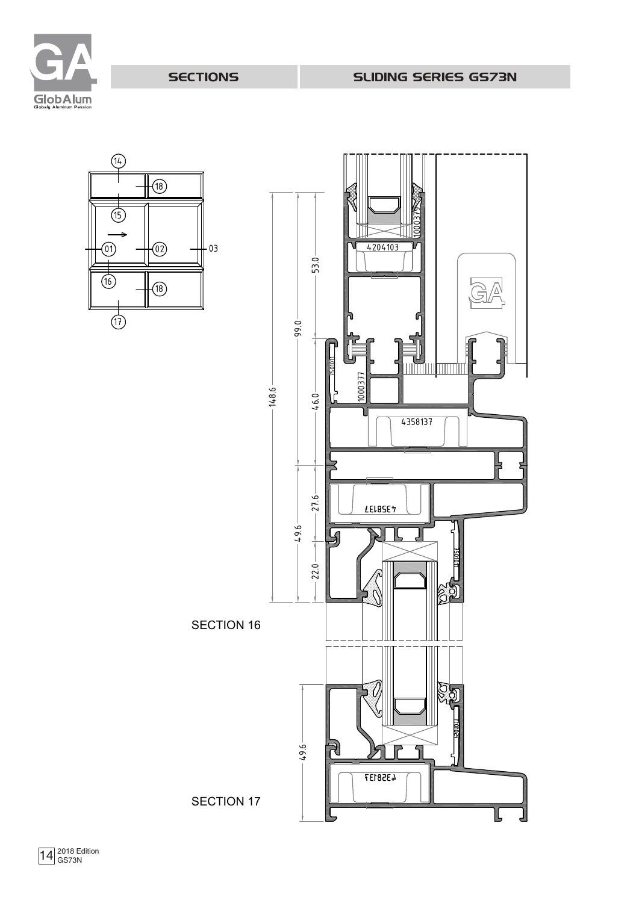# SECTIONS

# SLIDING SERIES GS73N

SECTION 16

SECTION 17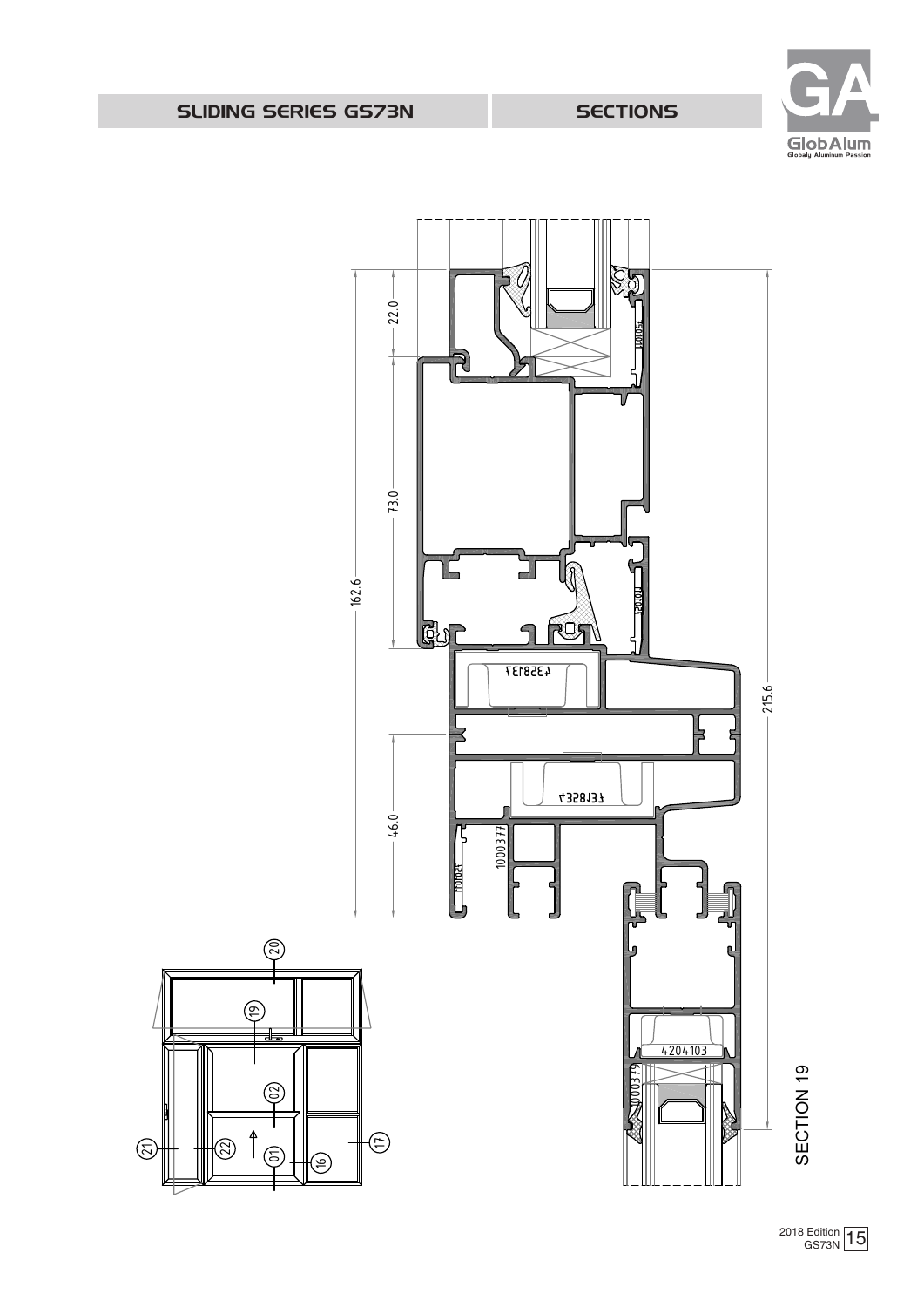# SLIDING SERIES GS73N

## SECTIONS

22.0

73.0

162.6

46.0

215.6

4358137

4358137

1000377

4204103

1000379

SECTION 19

20

19

02

01

16

17

21

22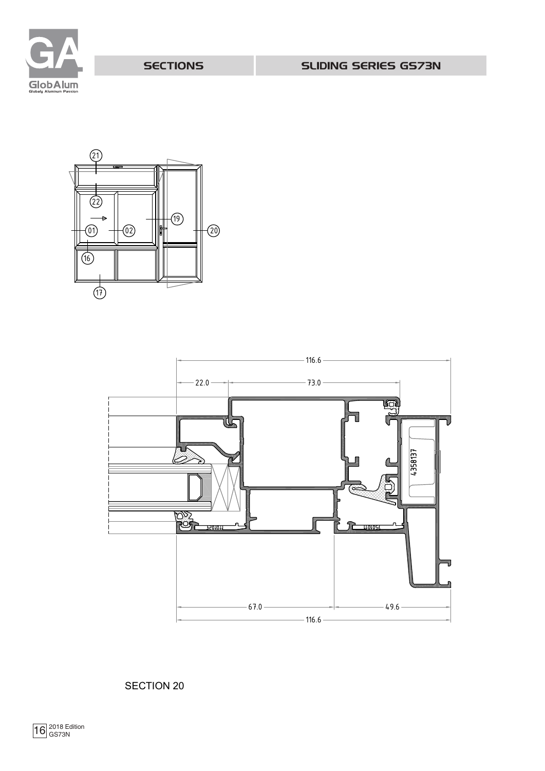SECTIONS

SLIDING SERIES GS73N

SECTION 20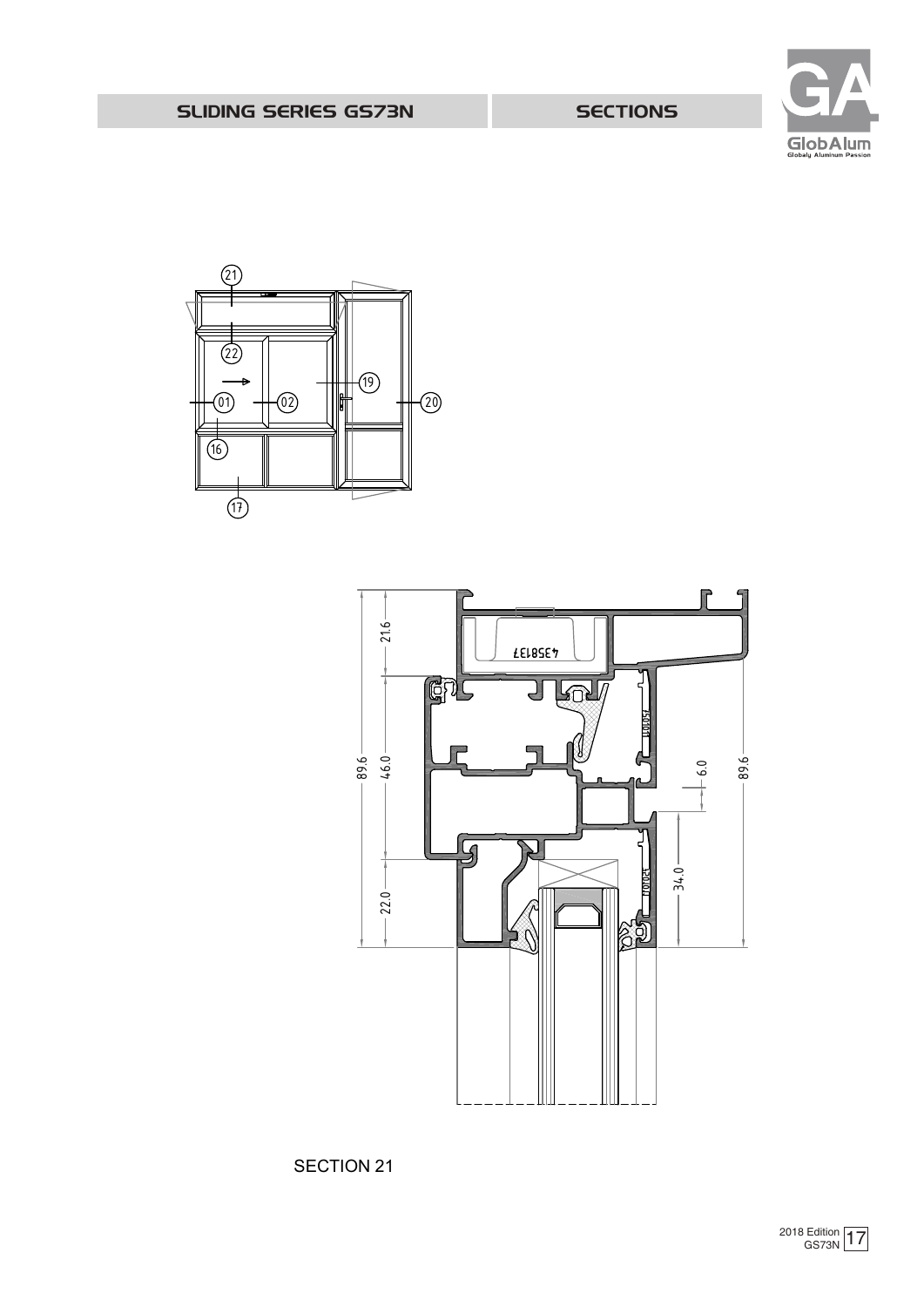# SLIDING SERIES GS73N

## SECTIONS

SECTION 21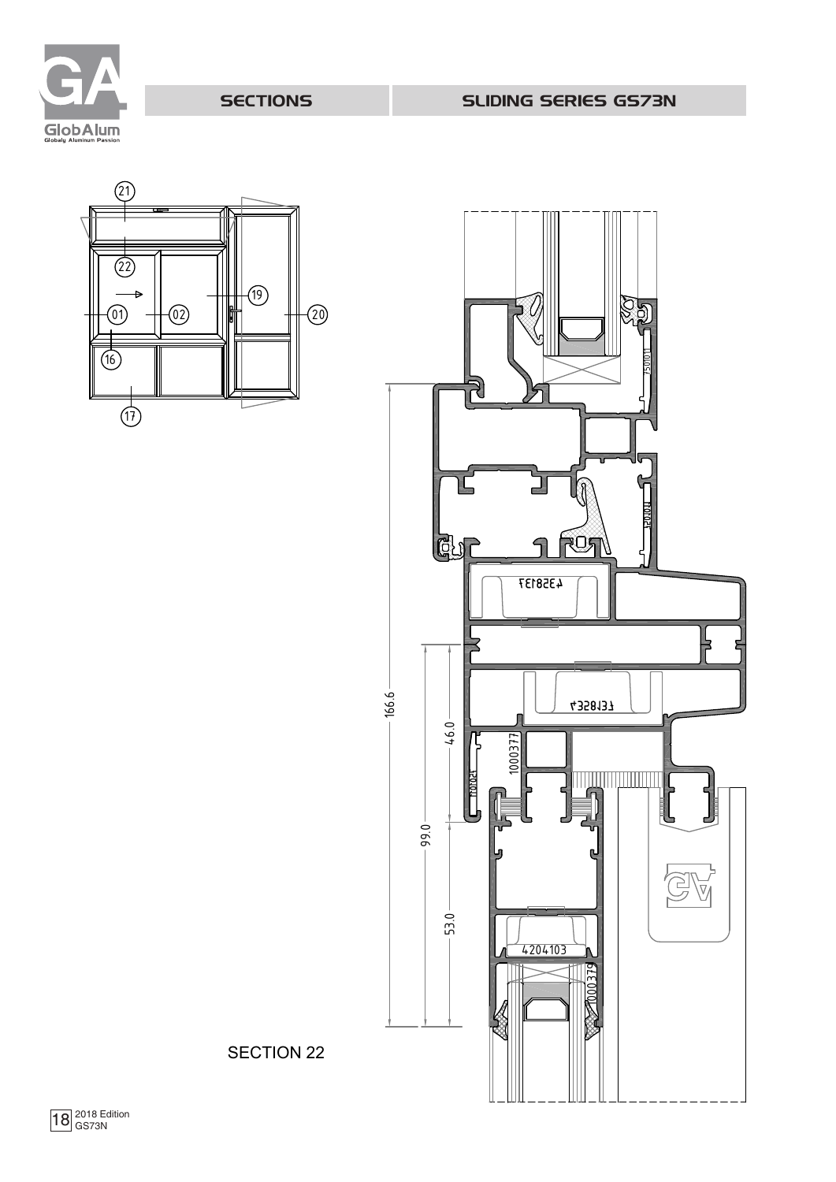## SECTIONS

## SLIDING SERIES GS73N

21
22
19
01
02
20
16
17

166.6
46.0
99.0
53.0

4358137
4358137
1000377
4204103
1000379

SECTION 22